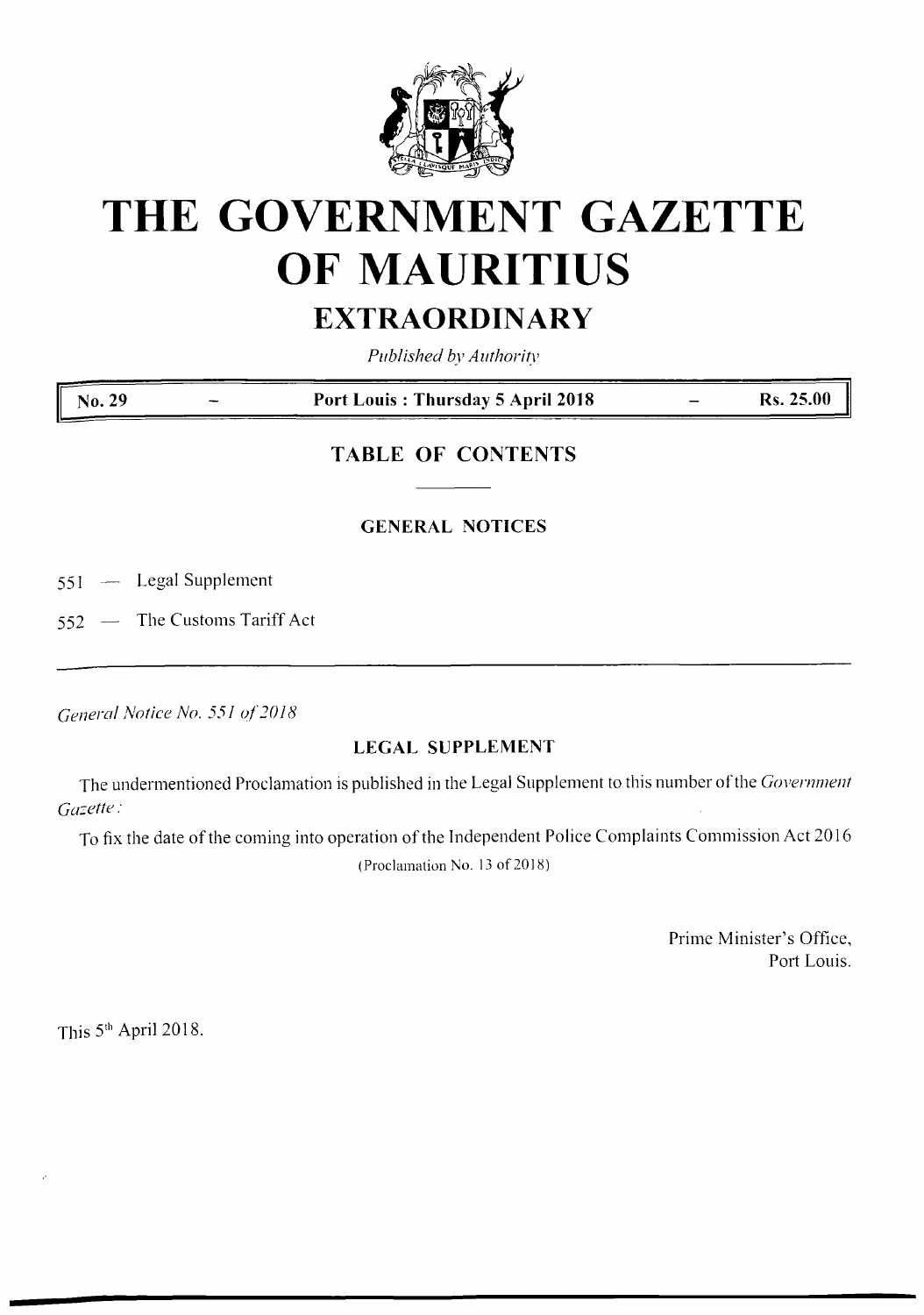# THE GOVERNMENT GAZETTE OF MAURITIUS

## EXTRAORDINARY

*Published by Authority*

| No. 29 | – | Port Louis : Thursday 5 April 2018 | – | Rs. 25.00 |
|---|---|---|---|---|

## TABLE OF CONTENTS

### GENERAL NOTICES

551 — Legal Supplement

552 — The Customs Tariff Act

---

*General Notice No. 551 of 2018*

### LEGAL SUPPLEMENT

The undermentioned Proclamation is published in the Legal Supplement to this number of the *Government Gazette* :

To fix the date of the coming into operation of the Independent Police Complaints Commission Act 2016

(Proclamation No. 13 of 2018)

Prime Minister's Office,
Port Louis.

This 5th April 2018.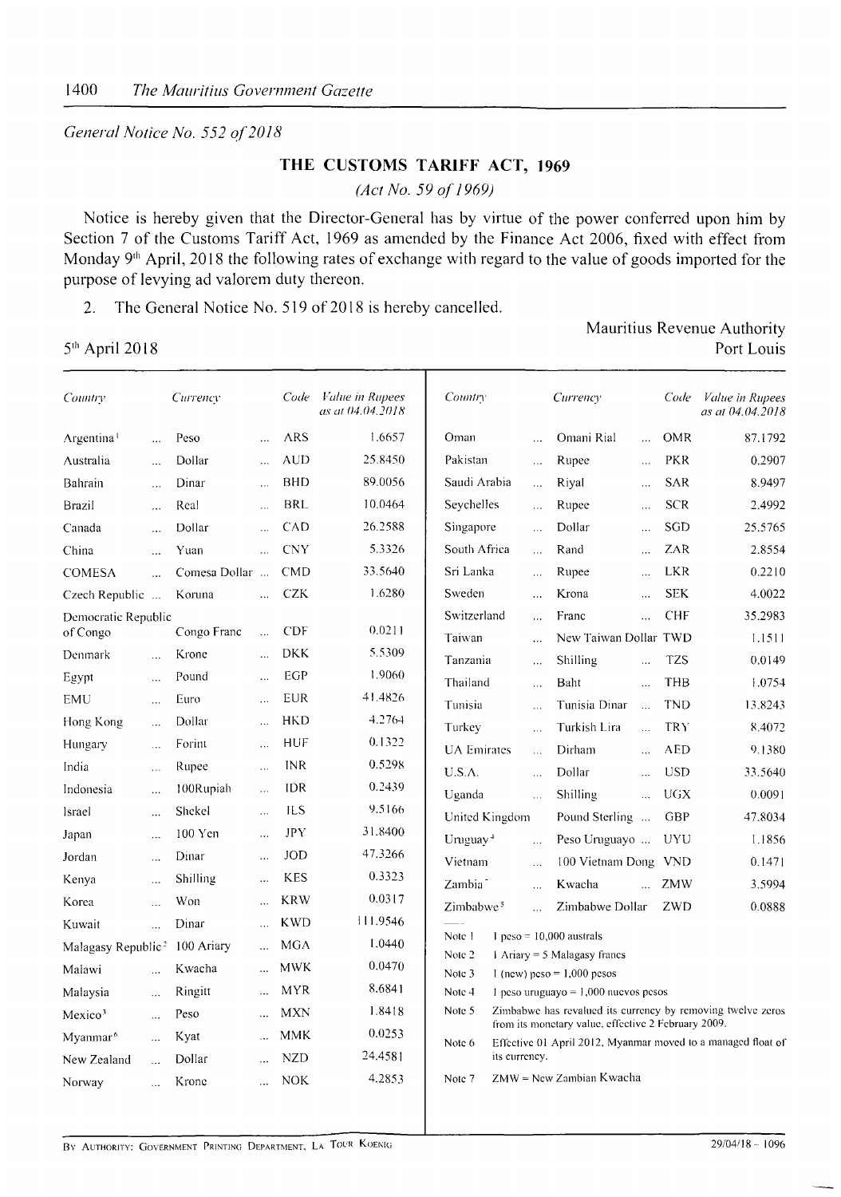*General Notice No. 552 of 2018*

## THE CUSTOMS TARIFF ACT, 1969

*(Act No. 59 of 1969)*

Notice is hereby given that the Director-General has by virtue of the power conferred upon him by Section 7 of the Customs Tariff Act, 1969 as amended by the Finance Act 2006, fixed with effect from Monday 9th April, 2018 the following rates of exchange with regard to the value of goods imported for the purpose of levying ad valorem duty thereon.

2. The General Notice No. 519 of 2018 is hereby cancelled.

5th April 2018

Mauritius Revenue Authority
Port Louis

| *Country* | *Currency* | *Code* | *Value in Rupees as at 04.04.2018* |
|---|---|---|---|
| Argentina[1] | Peso | ARS | 1.6657 |
| Australia | Dollar | AUD | 25.8450 |
| Bahrain | Dinar | BHD | 89.0056 |
| Brazil | Real | BRL | 10.0464 |
| Canada | Dollar | CAD | 26.2588 |
| China | Yuan | CNY | 5.3326 |
| COMESA | Comesa Dollar | CMD | 33.5640 |
| Czech Republic | Koruna | CZK | 1.6280 |
| Democratic Republic of Congo | Congo Franc | CDF | 0.0211 |
| Denmark | Krone | DKK | 5.5309 |
| Egypt | Pound | EGP | 1.9060 |
| EMU | Euro | EUR | 41.4826 |
| Hong Kong | Dollar | HKD | 4.2764 |
| Hungary | Forint | HUF | 0.1322 |
| India | Rupee | INR | 0.5298 |
| Indonesia | 100Rupiah | IDR | 0.2439 |
| Israel | Shekel | ILS | 9.5166 |
| Japan | 100 Yen | JPY | 31.8400 |
| Jordan | Dinar | JOD | 47.3266 |
| Kenya | Shilling | KES | 0.3323 |
| Korea | Won | KRW | 0.0317 |
| Kuwait | Dinar | KWD | 111.9546 |
| Malagasy Republic[2] | 100 Ariary | MGA | 1.0440 |
| Malawi | Kwacha | MWK | 0.0470 |
| Malaysia | Ringitt | MYR | 8.6841 |
| Mexico[3] | Peso | MXN | 1.8418 |
| Myanmar[6] | Kyat | MMK | 0.0253 |
| New Zealand | Dollar | NZD | 24.4581 |
| Norway | Krone | NOK | 4.2853 |
| Oman | Omani Rial | OMR | 87.1792 |
| Pakistan | Rupee | PKR | 0.2907 |
| Saudi Arabia | Riyal | SAR | 8.9497 |
| Seychelles | Rupee | SCR | 2.4992 |
| Singapore | Dollar | SGD | 25.5765 |
| South Africa | Rand | ZAR | 2.8554 |
| Sri Lanka | Rupee | LKR | 0.2210 |
| Sweden | Krona | SEK | 4.0022 |
| Switzerland | Franc | CHF | 35.2983 |
| Taiwan | New Taiwan Dollar | TWD | 1.1511 |
| Tanzania | Shilling | TZS | 0.0149 |
| Thailand | Baht | THB | 1.0754 |
| Tunisia | Tunisia Dinar | TND | 13.8243 |
| Turkey | Turkish Lira | TRY | 8.4072 |
| UA Emirates | Dirham | AED | 9.1380 |
| U.S.A. | Dollar | USD | 33.5640 |
| Uganda | Shilling | UGX | 0.0091 |
| United Kingdom | Pound Sterling | GBP | 47.8034 |
| Uruguay[4] | Peso Uruguayo | UYU | 1.1856 |
| Vietnam | 100 Vietnam Dong | VND | 0.1471 |
| Zambia[7] | Kwacha | ZMW | 3.5994 |
| Zimbabwe[5] | Zimbabwe Dollar | ZWD | 0.0888 |

Note 1 1 peso = 10,000 australs

Note 2 1 Ariary = 5 Malagasy francs

Note 3 1 (new) peso = 1,000 pesos

Note 4 1 peso uruguayo = 1,000 nuevos pesos

Note 5 Zimbabwe has revalued its currency by removing twelve zeros from its monetary value, effective 2 February 2009.

Note 6 Effective 01 April 2012, Myanmar moved to a managed float of its currency.

Note 7 ZMW = New Zambian Kwacha